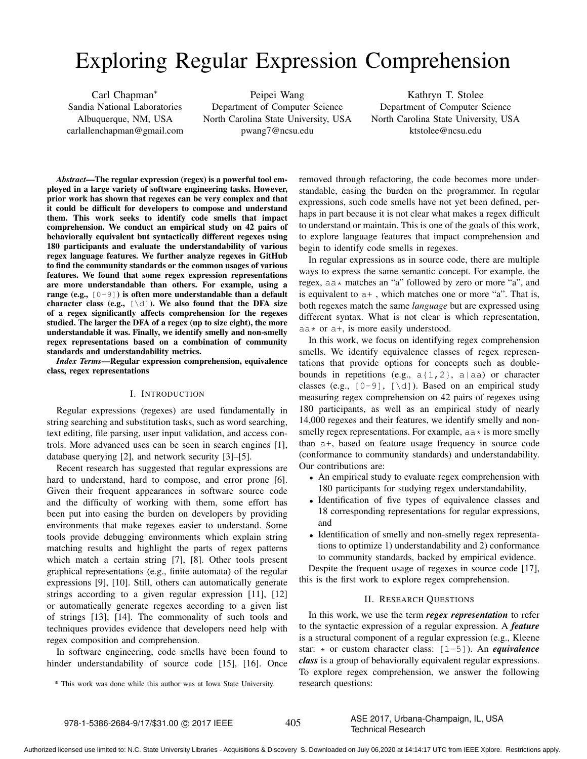# Exploring Regular Expression Comprehension

Carl Chapman*
Sandia National Laboratories
Albuquerque, NM, USA
carlallenchapman@gmail.com

Peipei Wang
Department of Computer Science
North Carolina State University, USA
pwang7@ncsu.edu

Kathryn T. Stolee
Department of Computer Science
North Carolina State University, USA
ktstolee@ncsu.edu

***Abstract*—The regular expression (regex) is a powerful tool employed in a large variety of software engineering tasks. However, prior work has shown that regexes can be very complex and that it could be difficult for developers to compose and understand them. This work seeks to identify code smells that impact comprehension. We conduct an empirical study on 42 pairs of behaviorally equivalent but syntactically different regexes using 180 participants and evaluate the understandability of various regex language features. We further analyze regexes in GitHub to find the community standards or the common usages of various features. We found that some regex expression representations are more understandable than others. For example, using a range (e.g., `[0-9]`) is often more understandable than a default character class (e.g., `[\d]`). We also found that the DFA size of a regex significantly affects comprehension for the regexes studied. The larger the DFA of a regex (up to size eight), the more understandable it was. Finally, we identify smelly and non-smelly regex representations based on a combination of community standards and understandability metrics.**

***Index Terms*—Regular expression comprehension, equivalence class, regex representations**

## I. Introduction

Regular expressions (regexes) are used fundamentally in string searching and substitution tasks, such as word searching, text editing, file parsing, user input validation, and access controls. More advanced uses can be seen in search engines [1], database querying [2], and network security [3]–[5].

Recent research has suggested that regular expressions are hard to understand, hard to compose, and error prone [6]. Given their frequent appearances in software source code and the difficulty of working with them, some effort has been put into easing the burden on developers by providing environments that make regexes easier to understand. Some tools provide debugging environments which explain string matching results and highlight the parts of regex patterns which match a certain string [7], [8]. Other tools present graphical representations (e.g., finite automata) of the regular expressions [9], [10]. Still, others can automatically generate strings according to a given regular expression [11], [12] or automatically generate regexes according to a given list of strings [13], [14]. The commonality of such tools and techniques provides evidence that developers need help with regex composition and comprehension.

In software engineering, code smells have been found to hinder understandability of source code [15], [16]. Once removed through refactoring, the code becomes more understandable, easing the burden on the programmer. In regular expressions, such code smells have not yet been defined, perhaps in part because it is not clear what makes a regex difficult to understand or maintain. This is one of the goals of this work, to explore language features that impact comprehension and begin to identify code smells in regexes.

In regular expressions as in source code, there are multiple ways to express the same semantic concept. For example, the regex, `aa*` matches an "a" followed by zero or more "a", and is equivalent to `a+` , which matches one or more "a". That is, both regexes match the same *language* but are expressed using different syntax. What is not clear is which representation, `aa*` or `a+`, is more easily understood.

In this work, we focus on identifying regex comprehension smells. We identify equivalence classes of regex representations that provide options for concepts such as double-bounds in repetitions (e.g., `a{1,2}`, `a|aa`) or character classes (e.g., `[0-9]`, `[\d]`). Based on an empirical study measuring regex comprehension on 42 pairs of regexes using 180 participants, as well as an empirical study of nearly 14,000 regexes and their features, we identify smelly and non-smelly regex representations. For example, `aa*` is more smelly than `a+`, based on feature usage frequency in source code (conformance to community standards) and understandability. Our contributions are:

- An empirical study to evaluate regex comprehension with 180 participants for studying regex understandability,
- Identification of five types of equivalence classes and 18 corresponding representations for regular expressions, and
- Identification of smelly and non-smelly regex representations to optimize 1) understandability and 2) conformance to community standards, backed by empirical evidence.

Despite the frequent usage of regexes in source code [17], this is the first work to explore regex comprehension.

## II. Research Questions

In this work, we use the term ***regex representation*** to refer to the syntactic expression of a regular expression. A ***feature*** is a structural component of a regular expression (e.g., Kleene star: `*` or custom character class: `[1-5]`). An ***equivalence class*** is a group of behaviorally equivalent regular expressions. To explore regex comprehension, we answer the following research questions:

\* This work was done while this author was at Iowa State University.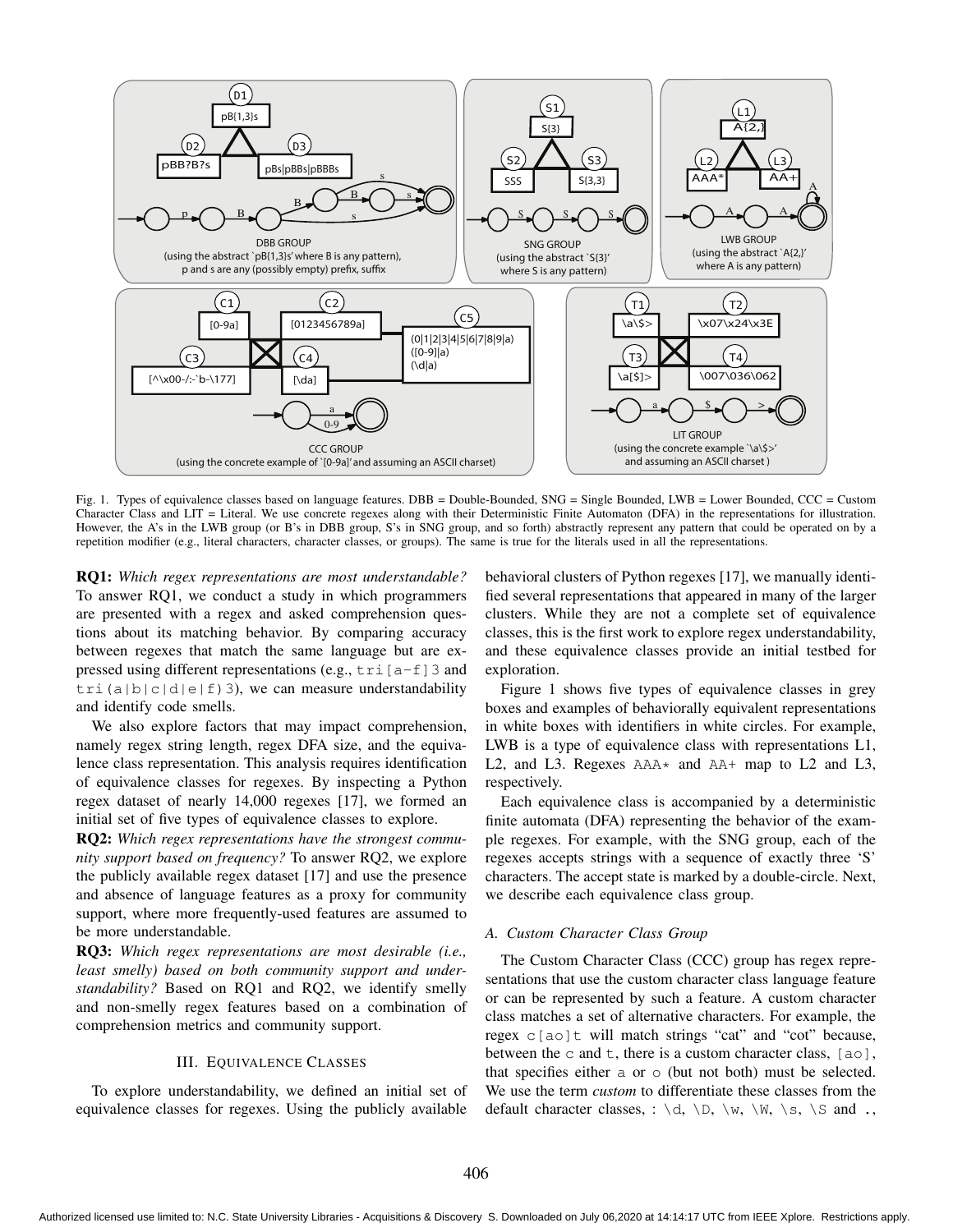Fig. 1. Types of equivalence classes based on language features. DBB = Double-Bounded, SNG = Single Bounded, LWB = Lower Bounded, CCC = Custom Character Class and LIT = Literal. We use concrete regexes along with their Deterministic Finite Automaton (DFA) in the representations for illustration. However, the A's in the LWB group (or B's in DBB group, S's in SNG group, and so forth) abstractly represent any pattern that could be operated on by a repetition modifier (e.g., literal characters, character classes, or groups). The same is true for the literals used in all the representations.

**RQ1:** *Which regex representations are most understandable?* To answer RQ1, we conduct a study in which programmers are presented with a regex and asked comprehension questions about its matching behavior. By comparing accuracy between regexes that match the same language but are expressed using different representations (e.g., `tri[a-f]3` and `tri(a|b|c|d|e|f)3`), we can measure understandability and identify code smells.

We also explore factors that may impact comprehension, namely regex string length, regex DFA size, and the equivalence class representation. This analysis requires identification of equivalence classes for regexes. By inspecting a Python regex dataset of nearly 14,000 regexes [17], we formed an initial set of five types of equivalence classes to explore.

**RQ2:** *Which regex representations have the strongest community support based on frequency?* To answer RQ2, we explore the publicly available regex dataset [17] and use the presence and absence of language features as a proxy for community support, where more frequently-used features are assumed to be more understandable.

**RQ3:** *Which regex representations are most desirable (i.e., least smelly) based on both community support and understandability?* Based on RQ1 and RQ2, we identify smelly and non-smelly regex features based on a combination of comprehension metrics and community support.

## III. Equivalence Classes

To explore understandability, we defined an initial set of equivalence classes for regexes. Using the publicly available behavioral clusters of Python regexes [17], we manually identified several representations that appeared in many of the larger clusters. While they are not a complete set of equivalence classes, this is the first work to explore regex understandability, and these equivalence classes provide an initial testbed for exploration.

Figure 1 shows five types of equivalence classes in grey boxes and examples of behaviorally equivalent representations in white boxes with identifiers in white circles. For example, LWB is a type of equivalence class with representations L1, L2, and L3. Regexes `AAA*` and `AA+` map to L2 and L3, respectively.

Each equivalence class is accompanied by a deterministic finite automata (DFA) representing the behavior of the example regexes. For example, with the SNG group, each of the regexes accepts strings with a sequence of exactly three 'S' characters. The accept state is marked by a double-circle. Next, we describe each equivalence class group.

### *A. Custom Character Class Group*

The Custom Character Class (CCC) group has regex representations that use the custom character class language feature or can be represented by such a feature. A custom character class matches a set of alternative characters. For example, the regex `c[ao]t` will match strings "cat" and "cot" because, between the `c` and `t`, there is a custom character class, `[ao]`, that specifies either `a` or `o` (but not both) must be selected. We use the term *custom* to differentiate these classes from the default character classes, : `\d`, `\D`, `\w`, `\W`, `\s`, `\S` and `.`,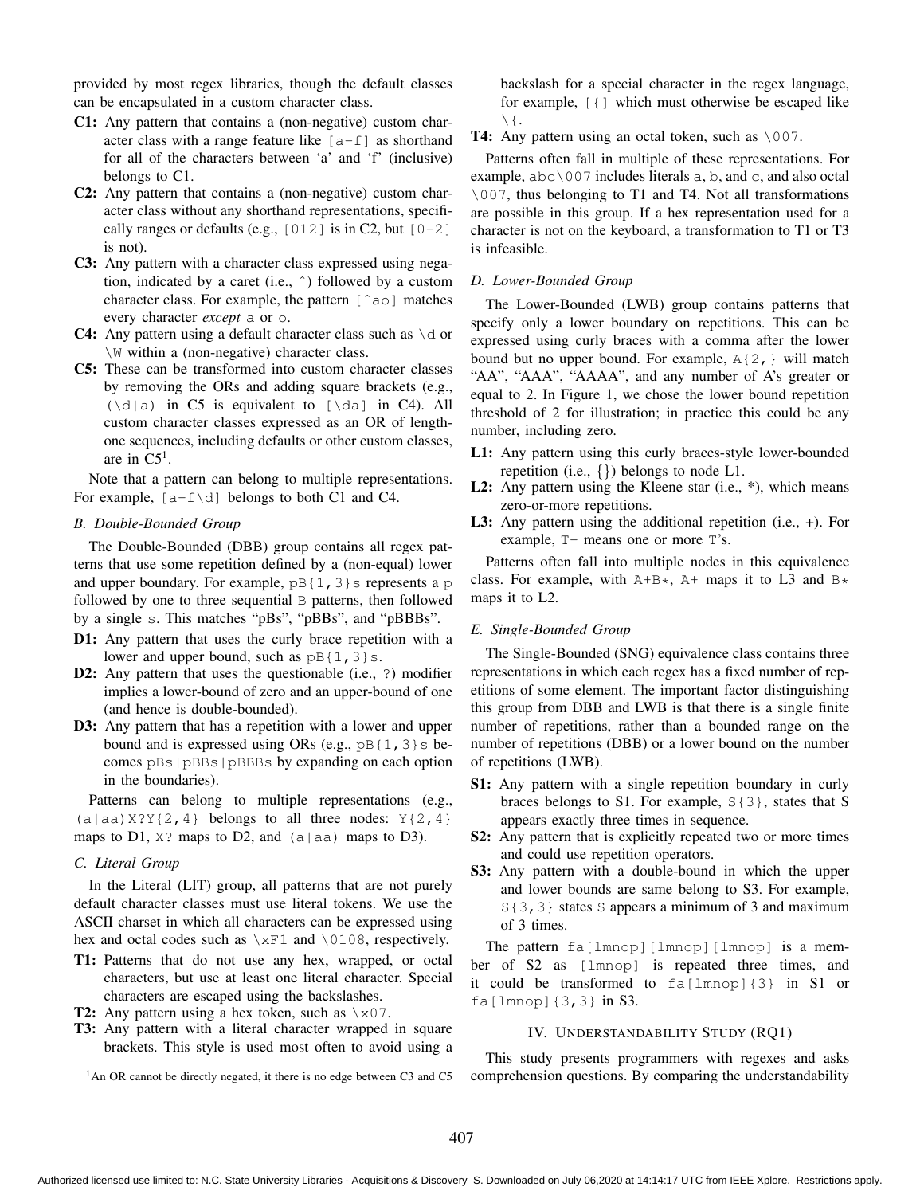provided by most regex libraries, though the default classes can be encapsulated in a custom character class.

- **C1:** Any pattern that contains a (non-negative) custom character class with a range feature like `[a-f]` as shorthand for all of the characters between 'a' and 'f' (inclusive) belongs to C1.
- **C2:** Any pattern that contains a (non-negative) custom character class without any shorthand representations, specifically ranges or defaults (e.g., `[012]` is in C2, but `[0-2]` is not).
- **C3:** Any pattern with a character class expressed using negation, indicated by a caret (i.e., `^`) followed by a custom character class. For example, the pattern `[^ao]` matches every character *except* `a` or `o`.
- **C4:** Any pattern using a default character class such as `\d` or `\W` within a (non-negative) character class.
- **C5:** These can be transformed into custom character classes by removing the ORs and adding square brackets (e.g., `(\d|a)` in C5 is equivalent to `[\da]` in C4). All custom character classes expressed as an OR of length-one sequences, including defaults or other custom classes, are in C5[1].

Note that a pattern can belong to multiple representations. For example, `[a-f\d]` belongs to both C1 and C4.

### B. Double-Bounded Group

The Double-Bounded (DBB) group contains all regex patterns that use some repetition defined by a (non-equal) lower and upper boundary. For example, `pB{1,3}s` represents a `p` followed by one to three sequential `B` patterns, then followed by a single `s`. This matches "pBs", "pBBs", and "pBBBs".

- **D1:** Any pattern that uses the curly brace repetition with a lower and upper bound, such as `pB{1,3}s`.
- **D2:** Any pattern that uses the questionable (i.e., `?`) modifier implies a lower-bound of zero and an upper-bound of one (and hence is double-bounded).
- **D3:** Any pattern that has a repetition with a lower and upper bound and is expressed using ORs (e.g., `pB{1,3}s` becomes `pBs|pBBs|pBBBs` by expanding on each option in the boundaries).

Patterns can belong to multiple representations (e.g., `(a|aa)X?Y{2,4}` belongs to all three nodes: `Y{2,4}` maps to D1, `X?` maps to D2, and `(a|aa)` maps to D3).

### C. Literal Group

In the Literal (LIT) group, all patterns that are not purely default character classes must use literal tokens. We use the ASCII charset in which all characters can be expressed using hex and octal codes such as `\xF1` and `\0108`, respectively.

- **T1:** Patterns that do not use any hex, wrapped, or octal characters, but use at least one literal character. Special characters are escaped using the backslashes.
- **T2:** Any pattern using a hex token, such as `\x07`.
- **T3:** Any pattern with a literal character wrapped in square brackets. This style is used most often to avoid using a backslash for a special character in the regex language, for example, `[{]` which must otherwise be escaped like `\{`.
- **T4:** Any pattern using an octal token, such as `\007`.

Patterns often fall in multiple of these representations. For example, `abc\007` includes literals `a`, `b`, and `c`, and also octal `\007`, thus belonging to T1 and T4. Not all transformations are possible in this group. If a hex representation used for a character is not on the keyboard, a transformation to T1 or T3 is infeasible.

### D. Lower-Bounded Group

The Lower-Bounded (LWB) group contains patterns that specify only a lower boundary on repetitions. This can be expressed using curly braces with a comma after the lower bound but no upper bound. For example, `A{2,}` will match "AA", "AAA", "AAAA", and any number of A's greater or equal to 2. In Figure 1, we chose the lower bound repetition threshold of 2 for illustration; in practice this could be any number, including zero.

- **L1:** Any pattern using this curly braces-style lower-bounded repetition (i.e., {}) belongs to node L1.
- **L2:** Any pattern using the Kleene star (i.e., *), which means zero-or-more repetitions.
- **L3:** Any pattern using the additional repetition (i.e., +). For example, `T+` means one or more `T`'s.

Patterns often fall into multiple nodes in this equivalence class. For example, with `A+B*`, `A+` maps it to L3 and `B*` maps it to L2.

### E. Single-Bounded Group

The Single-Bounded (SNG) equivalence class contains three representations in which each regex has a fixed number of repetitions of some element. The important factor distinguishing this group from DBB and LWB is that there is a single finite number of repetitions, rather than a bounded range on the number of repetitions (DBB) or a lower bound on the number of repetitions (LWB).

- **S1:** Any pattern with a single repetition boundary in curly braces belongs to S1. For example, `S{3}`, states that S appears exactly three times in sequence.
- **S2:** Any pattern that is explicitly repeated two or more times and could use repetition operators.
- **S3:** Any pattern with a double-bound in which the upper and lower bounds are same belong to S3. For example, `S{3,3}` states `S` appears a minimum of 3 and maximum of 3 times.

The pattern `fa[lmnop][lmnop][lmnop]` is a member of S2 as `[lmnop]` is repeated three times, and it could be transformed to `fa[lmnop]{3}` in S1 or `fa[lmnop]{3,3}` in S3.

## IV. Understandability Study (RQ1)

This study presents programmers with regexes and asks comprehension questions. By comparing the understandability

[1] An OR cannot be directly negated, it there is no edge between C3 and C5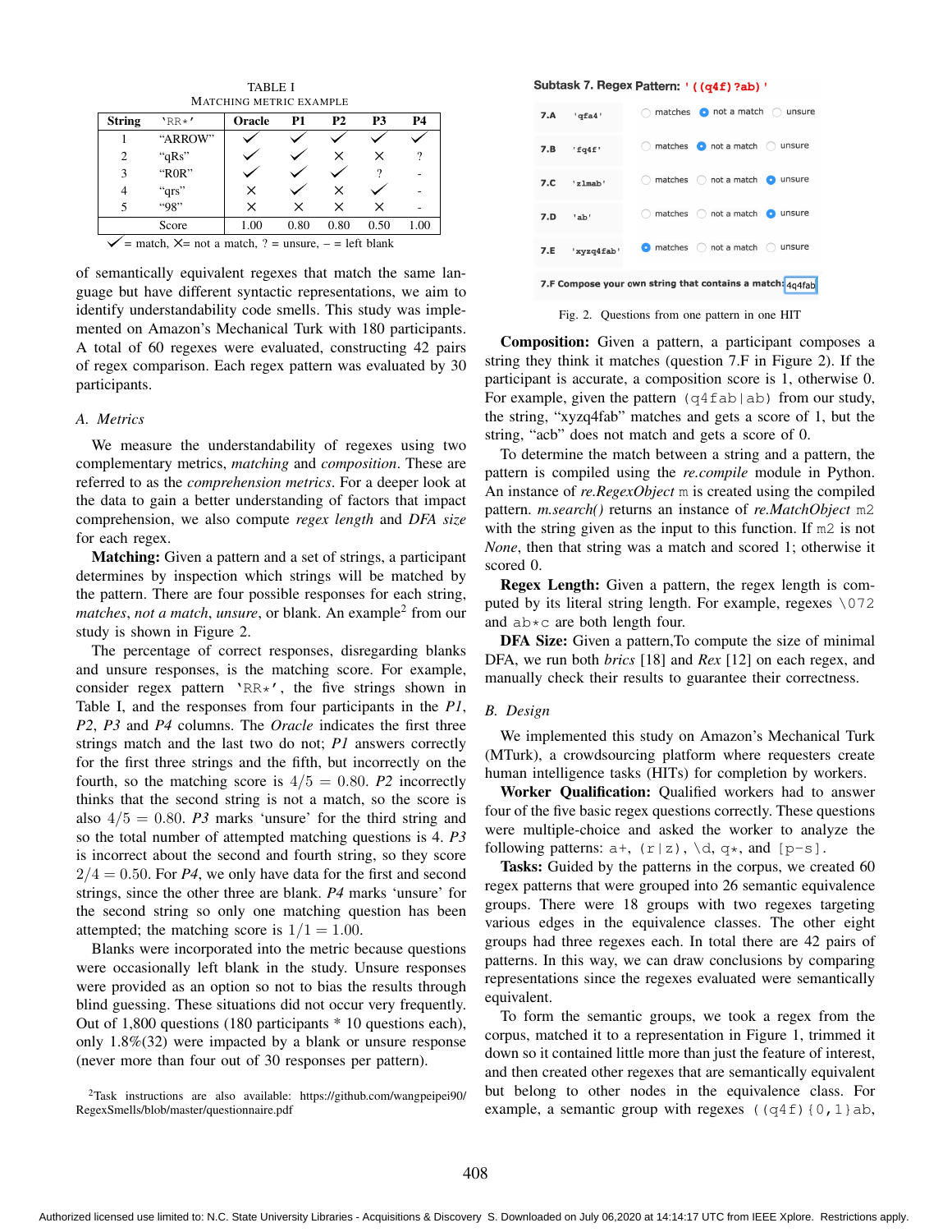TABLE I
MATCHING METRIC EXAMPLE

| String | 'RR*' | Oracle | P1 | P2 | P3 | P4 |
|---|---|---|---|---|---|---|
| 1 | "ARROW" | ✓ | ✓ | ✓ | ✓ | ✓ |
| 2 | "qRs" | ✓ | ✓ | × | × | ? |
| 3 | "R0R" | ✓ | ✓ | ✓ | ? | - |
| 4 | "qrs" | × | ✓ | × | ✓ | - |
| 5 | "98" | × | × | × | × | - |
| | Score | 1.00 | 0.80 | 0.80 | 0.50 | 1.00 |

✓ = match, ×= not a match, ? = unsure, – = left blank

of semantically equivalent regexes that match the same language but have different syntactic representations, we aim to identify understandability code smells. This study was implemented on Amazon's Mechanical Turk with 180 participants. A total of 60 regexes were evaluated, constructing 42 pairs of regex comparison. Each regex pattern was evaluated by 30 participants.

### A. Metrics

We measure the understandability of regexes using two complementary metrics, *matching* and *composition*. These are referred to as the *comprehension metrics*. For a deeper look at the data to gain a better understanding of factors that impact comprehension, we also compute *regex length* and *DFA size* for each regex.

**Matching:** Given a pattern and a set of strings, a participant determines by inspection which strings will be matched by the pattern. There are four possible responses for each string, *matches*, *not a match*, *unsure*, or blank. An example[2] from our study is shown in Figure 2.

The percentage of correct responses, disregarding blanks and unsure responses, is the matching score. For example, consider regex pattern `'RR*'`, the five strings shown in Table I, and the responses from four participants in the *P1*, *P2*, *P3* and *P4* columns. The *Oracle* indicates the first three strings match and the last two do not; *P1* answers correctly for the first three strings and the fifth, but incorrectly on the fourth, so the matching score is $4/5 = 0.80$. *P2* incorrectly thinks that the second string is not a match, so the score is also $4/5 = 0.80$. *P3* marks 'unsure' for the third string and so the total number of attempted matching questions is 4. *P3* is incorrect about the second and fourth string, so they score $2/4 = 0.50$. For *P4*, we only have data for the first and second strings, since the other three are blank. *P4* marks 'unsure' for the second string so only one matching question has been attempted; the matching score is $1/1 = 1.00$.

Blanks were incorporated into the metric because questions were occasionally left blank in the study. Unsure responses were provided as an option so not to bias the results through blind guessing. These situations did not occur very frequently. Out of 1,800 questions (180 participants * 10 questions each), only 1.8%(32) were impacted by a blank or unsure response (never more than four out of 30 responses per pattern).

[2]Task instructions are also available: https://github.com/wangpeipei90/RegexSmells/blob/master/questionnaire.pdf

**Subtask 7. Regex Pattern:** `'((q4f)?ab)'`

| | | | | |
|---|---|---|---|---|
| 7.A | 'qfa4' | ○ matches | ● not a match | ○ unsure |
| 7.B | 'fq4f' | ○ matches | ● not a match | ○ unsure |
| 7.C | 'zlmab' | ○ matches | ○ not a match | ● unsure |
| 7.D | 'ab' | ○ matches | ○ not a match | ● unsure |
| 7.E | 'xyzq4fab' | ● matches | ○ not a match | ○ unsure |

7.F Compose your own string that contains a match: 4q4fab

Fig. 2. Questions from one pattern in one HIT

**Composition:** Given a pattern, a participant composes a string they think it matches (question 7.F in Figure 2). If the participant is accurate, a composition score is 1, otherwise 0. For example, given the pattern `(q4fab|ab)` from our study, the string, "xyzq4fab" matches and gets a score of 1, but the string, "acb" does not match and gets a score of 0.

To determine the match between a string and a pattern, the pattern is compiled using the *re.compile* module in Python. An instance of *re.RegexObject* `m` is created using the compiled pattern. *m.search()* returns an instance of *re.MatchObject* `m2` with the string given as the input to this function. If `m2` is not *None*, then that string was a match and scored 1; otherwise it scored 0.

**Regex Length:** Given a pattern, the regex length is computed by its literal string length. For example, regexes `\072` and `ab*c` are both length four.

**DFA Size:** Given a pattern,To compute the size of minimal DFA, we run both *brics* [18] and *Rex* [12] on each regex, and manually check their results to guarantee their correctness.

### B. Design

We implemented this study on Amazon's Mechanical Turk (MTurk), a crowdsourcing platform where requesters create human intelligence tasks (HITs) for completion by workers.

**Worker Qualification:** Qualified workers had to answer four of the five basic regex questions correctly. These questions were multiple-choice and asked the worker to analyze the following patterns: `a+`, `(r|z)`, `\d`, `q*`, and `[p-s]`.

**Tasks:** Guided by the patterns in the corpus, we created 60 regex patterns that were grouped into 26 semantic equivalence groups. There were 18 groups with two regexes targeting various edges in the equivalence classes. The other eight groups had three regexes each. In total there are 42 pairs of patterns. In this way, we can draw conclusions by comparing representations since the regexes evaluated were semantically equivalent.

To form the semantic groups, we took a regex from the corpus, matched it to a representation in Figure 1, trimmed it down so it contained little more than just the feature of interest, and then created other regexes that are semantically equivalent but belong to other nodes in the equivalence class. For example, a semantic group with regexes `((q4f){0,1}ab`,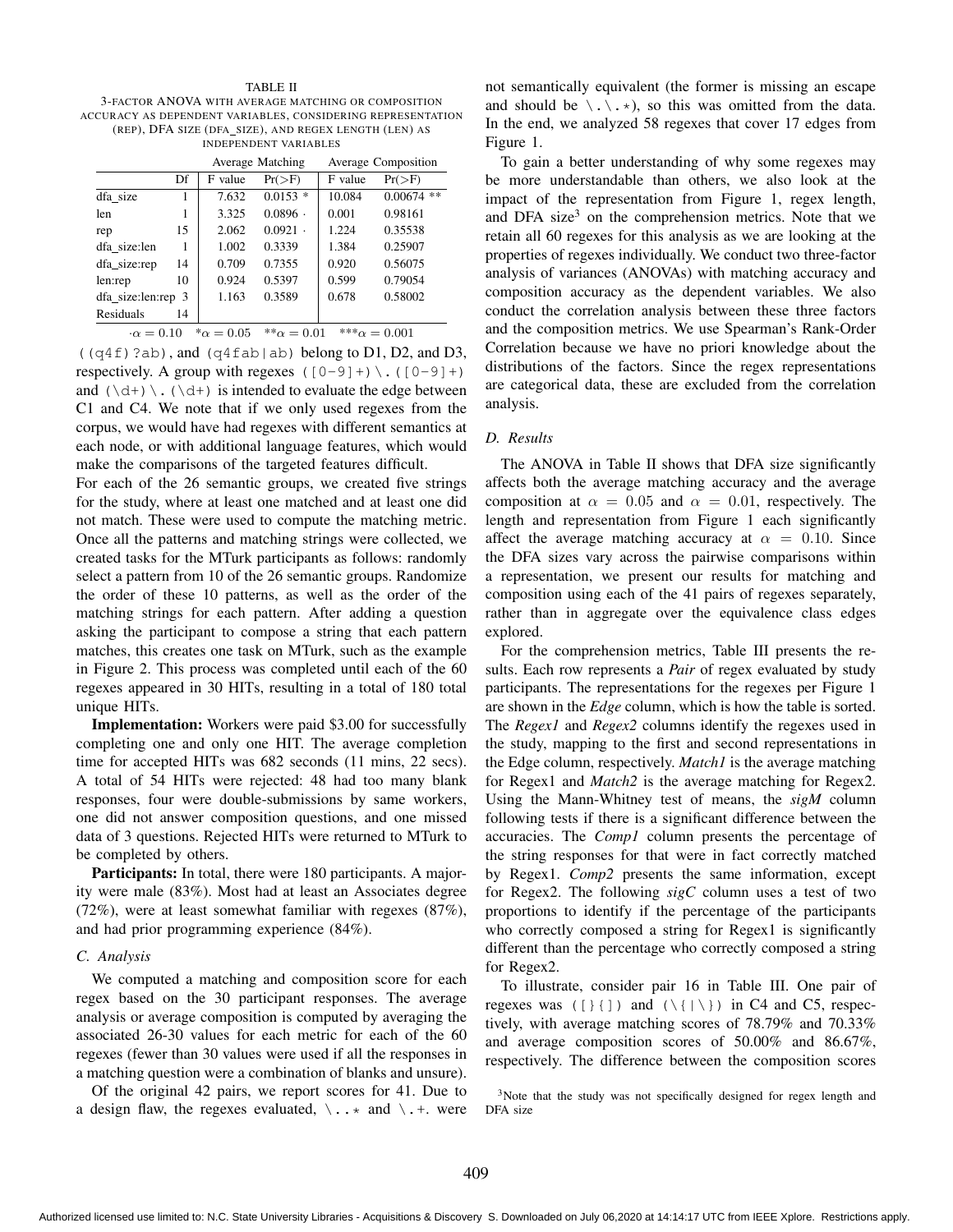TABLE II
3-FACTOR ANOVA WITH AVERAGE MATCHING OR COMPOSITION ACCURACY AS DEPENDENT VARIABLES, CONSIDERING REPRESENTATION (REP), DFA SIZE (DFA_SIZE), AND REGEX LENGTH (LEN) AS INDEPENDENT VARIABLES

| | Df | Average Matching | | Average Composition | |
|---|---|---|---|---|---|
| | | F value | Pr(>F) | F value | Pr(>F) |
| dfa_size | 1 | 7.632 | 0.0153 * | 10.084 | 0.00674 ** |
| len | 1 | 3.325 | 0.0896 · | 0.001 | 0.98161 |
| rep | 15 | 2.062 | 0.0921 · | 1.224 | 0.35538 |
| dfa_size:len | 1 | 1.002 | 0.3339 | 1.384 | 0.25907 |
| dfa_size:rep | 14 | 0.709 | 0.7355 | 0.920 | 0.56075 |
| len:rep | 10 | 0.924 | 0.5397 | 0.599 | 0.79054 |
| dfa_size:len:rep | 3 | 1.163 | 0.3589 | 0.678 | 0.58002 |
| Residuals | 14 | | | | |

$\cdot\alpha = 0.10$ $*\alpha = 0.05$ $**\alpha = 0.01$ $***\alpha = 0.001$

`((q4f)?ab)`, and `(q4fab|ab)` belong to D1, D2, and D3, respectively. A group with regexes `([0-9]+)\.([0-9]+)` and `(\d+)\.(\d+)` is intended to evaluate the edge between C1 and C4. We note that if we only used regexes from the corpus, we would have had regexes with different semantics at each node, or with additional language features, which would make the comparisons of the targeted features difficult.

For each of the 26 semantic groups, we created five strings for the study, where at least one matched and at least one did not match. These were used to compute the matching metric. Once all the patterns and matching strings were collected, we created tasks for the MTurk participants as follows: randomly select a pattern from 10 of the 26 semantic groups. Randomize the order of these 10 patterns, as well as the order of the matching strings for each pattern. After adding a question asking the participant to compose a string that each pattern matches, this creates one task on MTurk, such as the example in Figure 2. This process was completed until each of the 60 regexes appeared in 30 HITs, resulting in a total of 180 total unique HITs.

**Implementation:** Workers were paid $3.00 for successfully completing one and only one HIT. The average completion time for accepted HITs was 682 seconds (11 mins, 22 secs). A total of 54 HITs were rejected: 48 had too many blank responses, four were double-submissions by same workers, one did not answer composition questions, and one missed data of 3 questions. Rejected HITs were returned to MTurk to be completed by others.

**Participants:** In total, there were 180 participants. A majority were male (83%). Most had at least an Associates degree (72%), were at least somewhat familiar with regexes (87%), and had prior programming experience (84%).

### C. Analysis

We computed a matching and composition score for each regex based on the 30 participant responses. The average analysis or average composition is computed by averaging the associated 26-30 values for each metric for each of the 60 regexes (fewer than 30 values were used if all the responses in a matching question were a combination of blanks and unsure).

Of the original 42 pairs, we report scores for 41. Due to a design flaw, the regexes evaluated, `\..*` and `\.+.` were not semantically equivalent (the former is missing an escape and should be `\.\.*`), so this was omitted from the data. In the end, we analyzed 58 regexes that cover 17 edges from Figure 1.

To gain a better understanding of why some regexes may be more understandable than others, we also look at the impact of the representation from Figure 1, regex length, and DFA size[3] on the comprehension metrics. Note that we retain all 60 regexes for this analysis as we are looking at the properties of regexes individually. We conduct two three-factor analysis of variances (ANOVAs) with matching accuracy and composition accuracy as the dependent variables. We also conduct the correlation analysis between these three factors and the composition metrics. We use Spearman's Rank-Order Correlation because we have no priori knowledge about the distributions of the factors. Since the regex representations are categorical data, these are excluded from the correlation analysis.

### D. Results

The ANOVA in Table II shows that DFA size significantly affects both the average matching accuracy and the average composition at $\alpha = 0.05$ and $\alpha = 0.01$, respectively. The length and representation from Figure 1 each significantly affect the average matching accuracy at $\alpha = 0.10$. Since the DFA sizes vary across the pairwise comparisons within a representation, we present our results for matching and composition using each of the 41 pairs of regexes separately, rather than in aggregate over the equivalence class edges explored.

For the comprehension metrics, Table III presents the results. Each row represents a *Pair* of regex evaluated by study participants. The representations for the regexes per Figure 1 are shown in the *Edge* column, which is how the table is sorted. The *Regex1* and *Regex2* columns identify the regexes used in the study, mapping to the first and second representations in the Edge column, respectively. *Match1* is the average matching for Regex1 and *Match2* is the average matching for Regex2. Using the Mann-Whitney test of means, the *sigM* column following tests if there is a significant difference between the accuracies. The *Comp1* column presents the percentage of the string responses for that were in fact correctly matched by Regex1. *Comp2* presents the same information, except for Regex2. The following *sigC* column uses a test of two proportions to identify if the percentage of the participants who correctly composed a string for Regex1 is significantly different than the percentage who correctly composed a string for Regex2.

To illustrate, consider pair 16 in Table III. One pair of regexes was `([}{])` and `(\{|\})` in C4 and C5, respectively, with average matching scores of 78.79% and 70.33% and average composition scores of 50.00% and 86.67%, respectively. The difference between the composition scores

[3] Note that the study was not specifically designed for regex length and DFA size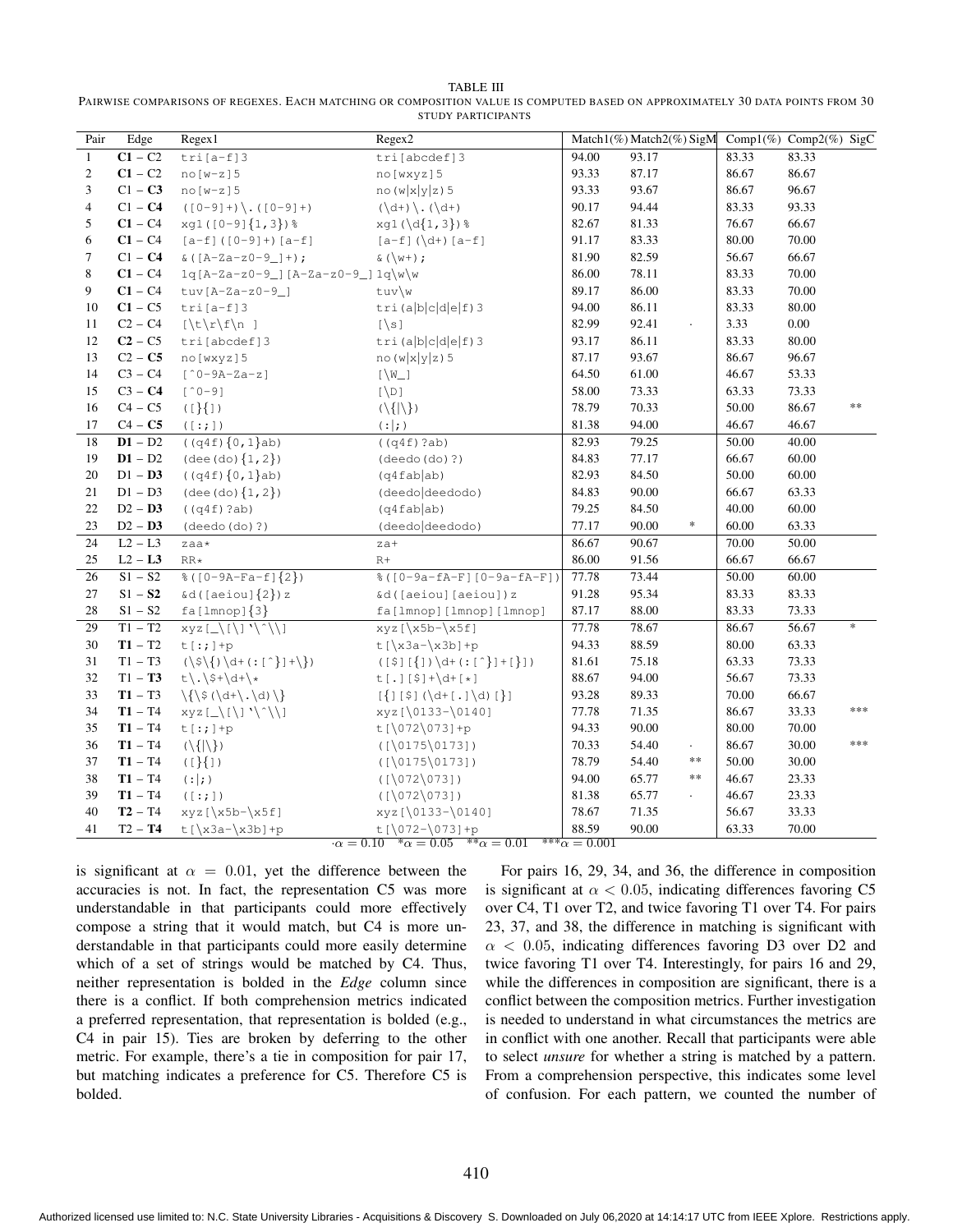TABLE III
PAIRWISE COMPARISONS OF REGEXES. EACH MATCHING OR COMPOSITION VALUE IS COMPUTED BASED ON APPROXIMATELY 30 DATA POINTS FROM 30 STUDY PARTICIPANTS

| Pair | Edge | Regex1 | Regex2 | Match1(%) | Match2(%) | SigM | Comp1(%) | Comp2(%) | SigC |
|---|---|---|---|---|---|---|---|---|---|
| 1 | **C1** – C2 | tri[a-f]3 | tri[abcdef]3 | 94.00 | 93.17 | | 83.33 | 83.33 | |
| 2 | **C1** – C2 | no[w-z]5 | no[wxyz]5 | 93.33 | 87.17 | | 86.67 | 86.67 | |
| 3 | C1 – **C3** | no[w-z]5 | no(w\|x\|y\|z)5 | 93.33 | 93.67 | | 86.67 | 96.67 | |
| 4 | C1 – **C4** | ([0-9]+)\.([0-9]+) | (\d+)\.(\d+) | 90.17 | 94.44 | | 83.33 | 93.33 | |
| 5 | **C1** – C4 | xg1([0-9]{1,3})% | xg1(\d{1,3})% | 82.67 | 81.33 | | 76.67 | 66.67 | |
| 6 | **C1** – C4 | [a-f]([0-9]+)[a-f] | [a-f](\d+)[a-f] | 91.17 | 83.33 | | 80.00 | 70.00 | |
| 7 | C1 – **C4** | &([A-Za-z0-9_]+); | &(\w+); | 81.90 | 82.59 | | 56.67 | 66.67 | |
| 8 | **C1** – C4 | 1q[A-Za-z0-9_][A-Za-z0-9_] | 1q\w\w | 86.00 | 78.11 | | 83.33 | 70.00 | |
| 9 | **C1** – C4 | tuv[A-Za-z0-9_] | tuv\w | 89.17 | 86.00 | | 83.33 | 70.00 | |
| 10 | **C1** – C5 | tri[a-f]3 | tri(a\|b\|c\|d\|e\|f)3 | 94.00 | 86.11 | | 83.33 | 80.00 | |
| 11 | C2 – C4 | [\t\r\f\n ] | [\s] | 82.99 | 92.41 | · | 3.33 | 0.00 | |
| 12 | **C2** – C5 | tri[abcdef]3 | tri(a\|b\|c\|d\|e\|f)3 | 93.17 | 86.11 | | 83.33 | 80.00 | |
| 13 | C2 – **C5** | no[wxyz]5 | no(w\|x\|y\|z)5 | 87.17 | 93.67 | | 86.67 | 96.67 | |
| 14 | C3 – C4 | [^0-9A-Za-z] | [\W_] | 64.50 | 61.00 | | 46.67 | 53.33 | |
| 15 | C3 – **C4** | [^0-9] | [\D] | 58.00 | 73.33 | | 63.33 | 73.33 | |
| 16 | C4 – C5 | ([}{]) | (\{\|\}) | 78.79 | 70.33 | | 50.00 | 86.67 | ** |
| 17 | C4 – **C5** | ([:;]) | (:\|;) | 81.38 | 94.00 | | 46.67 | 46.67 | |
| 18 | **D1** – D2 | ((q4f){0,1}ab) | ((q4f)?ab) | 82.93 | 79.25 | | 50.00 | 40.00 | |
| 19 | **D1** – D2 | (dee(do){1,2}) | (deedo(do)?) | 84.83 | 77.17 | | 66.67 | 60.00 | |
| 20 | D1 – **D3** | ((q4f){0,1}ab) | (q4fab\|ab) | 82.93 | 84.50 | | 50.00 | 60.00 | |
| 21 | D1 – D3 | (dee(do){1,2}) | (deedo\|deedodo) | 84.83 | 90.00 | | 66.67 | 63.33 | |
| 22 | D2 – **D3** | ((q4f)?ab) | (q4fab\|ab) | 79.25 | 84.50 | | 40.00 | 60.00 | |
| 23 | D2 – **D3** | (deedo(do)?) | (deedo\|deedodo) | 77.17 | 90.00 | * | 60.00 | 63.33 | |
| 24 | L2 – L3 | zaa* | za+ | 86.67 | 90.67 | | 70.00 | 50.00 | |
| 25 | L2 – **L3** | RR* | R+ | 86.00 | 91.56 | | 66.67 | 66.67 | |
| 26 | S1 – S2 | %([0-9A-Fa-f]{2}) | %([0-9a-fA-F][0-9a-fA-F]) | 77.78 | 73.44 | | 50.00 | 60.00 | |
| 27 | S1 – **S2** | &d([aeiou]{2})z | &d([aeiou][aeiou])z | 91.28 | 95.34 | | 83.33 | 83.33 | |
| 28 | S1 – S2 | fa[lmnop]{3} | fa[lmnop][lmnop][lmnop] | 87.17 | 88.00 | | 83.33 | 73.33 | |
| 29 | T1 – T2 | xyz[_\[\]`\^\\] | xyz[\x5b-\x5f] | 77.78 | 78.67 | | 86.67 | 56.67 | * |
| 30 | **T1** – T2 | t[:;]+p | t[\x3a-\x3b]+p | 94.33 | 88.59 | | 80.00 | 63.33 | |
| 31 | T1 – T3 | (\$\{)\d+(:[^}]+\}) | ([$][{])\d+(:[^}]+[}]) | 81.61 | 75.18 | | 63.33 | 73.33 | |
| 32 | T1 – **T3** | t\.\$+\d+\* | t[.][$]+\d+[*] | 88.67 | 94.00 | | 56.67 | 73.33 | |
| 33 | **T1** – T3 | \{\$(\d+\.\d)\} | [{][$](\d+[.]\d)[}] | 93.28 | 89.33 | | 70.00 | 66.67 | |
| 34 | **T1** – T4 | xyz[_\[\]`\^\\] | xyz[\0133-\0140] | 77.78 | 71.35 | | 86.67 | 33.33 | *** |
| 35 | **T1** – T4 | t[:;]+p | t[\072\073]+p | 94.33 | 90.00 | | 80.00 | 70.00 | |
| 36 | **T1** – T4 | (\{\|\}) | ([\0175\0173]) | 70.33 | 54.40 | · | 86.67 | 30.00 | *** |
| 37 | **T1** – T4 | ([}{]) | ([\0175\0173]) | 78.79 | 54.40 | ** | 50.00 | 30.00 | |
| 38 | **T1** – T4 | (:\|;) | ([\072\073]) | 94.00 | 65.77 | ** | 46.67 | 23.33 | |
| 39 | **T1** – T4 | ([:;]) | ([\072\073]) | 81.38 | 65.77 | · | 46.67 | 23.33 | |
| 40 | **T2** – T4 | xyz[\x5b-\x5f] | xyz[\0133-\0140] | 78.67 | 71.35 | | 56.67 | 33.33 | |
| 41 | T2 – **T4** | t[\x3a-\x3b]+p | t[\072-\073]+p | 88.59 | 90.00 | | 63.33 | 70.00 | |

$\cdot\alpha = 0.10$ $\quad *\alpha = 0.05$ $\quad **\alpha = 0.01$ $\quad ***\alpha = 0.001$

is significant at $\alpha = 0.01$, yet the difference between the accuracies is not. In fact, the representation C5 was more understandable in that participants could more effectively compose a string that it would match, but C4 is more understandable in that participants could more easily determine which of a set of strings would be matched by C4. Thus, neither representation is bolded in the *Edge* column since there is a conflict. If both comprehension metrics indicated a preferred representation, that representation is bolded (e.g., C4 in pair 15). Ties are broken by deferring to the other metric. For example, there's a tie in composition for pair 17, but matching indicates a preference for C5. Therefore C5 is bolded.

For pairs 16, 29, 34, and 36, the difference in composition is significant at $\alpha < 0.05$, indicating differences favoring C5 over C4, T1 over T2, and twice favoring T1 over T4. For pairs 23, 37, and 38, the difference in matching is significant with $\alpha < 0.05$, indicating differences favoring D3 over D2 and twice favoring T1 over T4. Interestingly, for pairs 16 and 29, while the differences in composition are significant, there is a conflict between the composition metrics. Further investigation is needed to understand in what circumstances the metrics are in conflict with one another. Recall that participants were able to select *unsure* for whether a string is matched by a pattern. From a comprehension perspective, this indicates some level of confusion. For each pattern, we counted the number of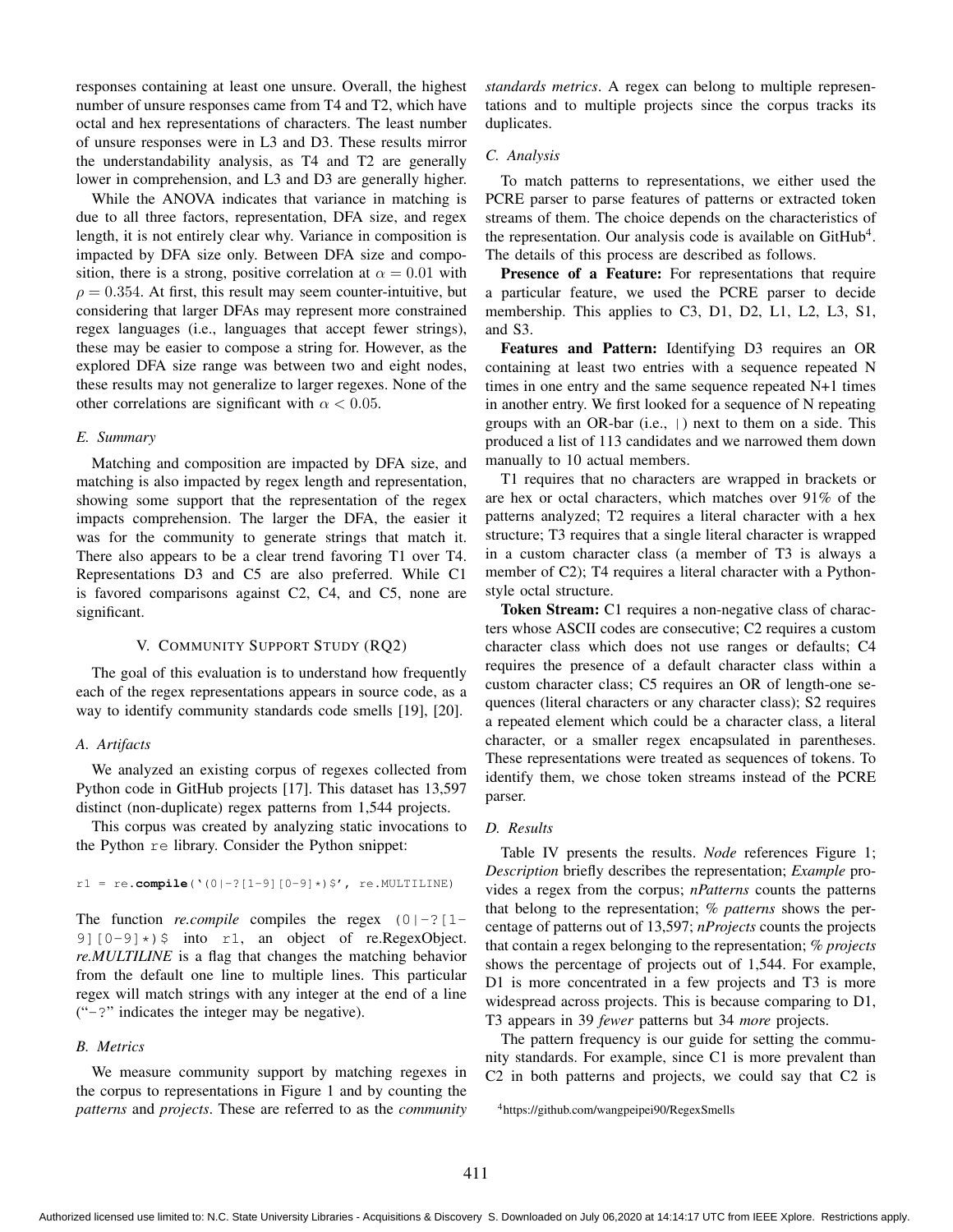responses containing at least one unsure. Overall, the highest number of unsure responses came from T4 and T2, which have octal and hex representations of characters. The least number of unsure responses were in L3 and D3. These results mirror the understandability analysis, as T4 and T2 are generally lower in comprehension, and L3 and D3 are generally higher.

While the ANOVA indicates that variance in matching is due to all three factors, representation, DFA size, and regex length, it is not entirely clear why. Variance in composition is impacted by DFA size only. Between DFA size and composition, there is a strong, positive correlation at $\alpha = 0.01$ with $\rho = 0.354$. At first, this result may seem counter-intuitive, but considering that larger DFAs may represent more constrained regex languages (i.e., languages that accept fewer strings), these may be easier to compose a string for. However, as the explored DFA size range was between two and eight nodes, these results may not generalize to larger regexes. None of the other correlations are significant with $\alpha < 0.05$.

### E. Summary

Matching and composition are impacted by DFA size, and matching is also impacted by regex length and representation, showing some support that the representation of the regex impacts comprehension. The larger the DFA, the easier it was for the community to generate strings that match it. There also appears to be a clear trend favoring T1 over T4. Representations D3 and C5 are also preferred. While C1 is favored comparisons against C2, C4, and C5, none are significant.

## V. Community Support Study (RQ2)

The goal of this evaluation is to understand how frequently each of the regex representations appears in source code, as a way to identify community standards code smells [19], [20].

### A. Artifacts

We analyzed an existing corpus of regexes collected from Python code in GitHub projects [17]. This dataset has 13,597 distinct (non-duplicate) regex patterns from 1,544 projects.

This corpus was created by analyzing static invocations to the Python `re` library. Consider the Python snippet:

```
r1 = re.compile('(0|-?[1-9][0-9]*)$', re.MULTILINE)
```

The function *re.compile* compiles the regex `(0|-?[1-9][0-9]*)$` into `r1`, an object of re.RegexObject. *re.MULTILINE* is a flag that changes the matching behavior from the default one line to multiple lines. This particular regex will match strings with any integer at the end of a line ("`-?`" indicates the integer may be negative).

### B. Metrics

We measure community support by matching regexes in the corpus to representations in Figure 1 and by counting the *patterns* and *projects*. These are referred to as the *community standards metrics*. A regex can belong to multiple representations and to multiple projects since the corpus tracks its duplicates.

### C. Analysis

To match patterns to representations, we either used the PCRE parser to parse features of patterns or extracted token streams of them. The choice depends on the characteristics of the representation. Our analysis code is available on GitHub[4]. The details of this process are described as follows.

**Presence of a Feature:** For representations that require a particular feature, we used the PCRE parser to decide membership. This applies to C3, D1, D2, L1, L2, L3, S1, and S3.

**Features and Pattern:** Identifying D3 requires an OR containing at least two entries with a sequence repeated N times in one entry and the same sequence repeated N+1 times in another entry. We first looked for a sequence of N repeating groups with an OR-bar (i.e., `|`) next to them on a side. This produced a list of 113 candidates and we narrowed them down manually to 10 actual members.

T1 requires that no characters are wrapped in brackets or are hex or octal characters, which matches over 91% of the patterns analyzed; T2 requires a literal character with a hex structure; T3 requires that a single literal character is wrapped in a custom character class (a member of T3 is always a member of C2); T4 requires a literal character with a Python-style octal structure.

**Token Stream:** C1 requires a non-negative class of characters whose ASCII codes are consecutive; C2 requires a custom character class which does not use ranges or defaults; C4 requires the presence of a default character class within a custom character class; C5 requires an OR of length-one sequences (literal characters or any character class); S2 requires a repeated element which could be a character class, a literal character, or a smaller regex encapsulated in parentheses. These representations were treated as sequences of tokens. To identify them, we chose token streams instead of the PCRE parser.

### D. Results

Table IV presents the results. *Node* references Figure 1; *Description* briefly describes the representation; *Example* provides a regex from the corpus; *nPatterns* counts the patterns that belong to the representation; *% patterns* shows the percentage of patterns out of 13,597; *nProjects* counts the projects that contain a regex belonging to the representation; *% projects* shows the percentage of projects out of 1,544. For example, D1 is more concentrated in a few projects and T3 is more widespread across projects. This is because comparing to D1, T3 appears in 39 *fewer* patterns but 34 *more* projects.

The pattern frequency is our guide for setting the community standards. For example, since C1 is more prevalent than C2 in both patterns and projects, we could say that C2 is

[4] https://github.com/wangpeipei90/RegexSmells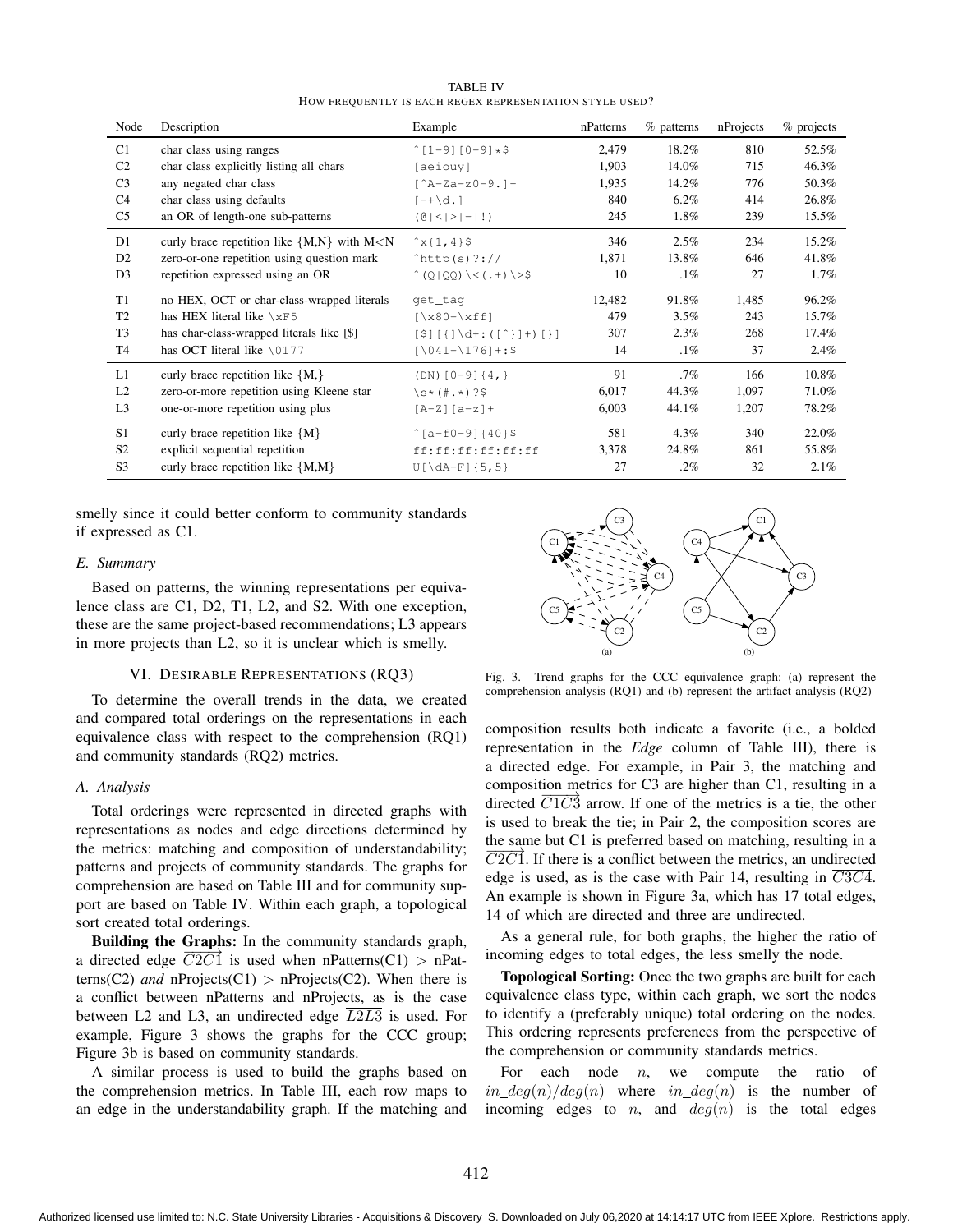TABLE IV
HOW FREQUENTLY IS EACH REGEX REPRESENTATION STYLE USED?

| Node | Description | Example | nPatterns | % patterns | nProjects | % projects |
|---|---|---|---|---|---|---|
| C1 | char class using ranges | `^[1-9][0-9]*$` | 2,479 | 18.2% | 810 | 52.5% |
| C2 | char class explicitly listing all chars | `[aeiouy]` | 1,903 | 14.0% | 715 | 46.3% |
| C3 | any negated char class | `[^A-Za-z0-9.]+` | 1,935 | 14.2% | 776 | 50.3% |
| C4 | char class using defaults | `[-+\d.]` | 840 | 6.2% | 414 | 26.8% |
| C5 | an OR of length-one sub-patterns | `(@|<|>|-|!)` | 245 | 1.8% | 239 | 15.5% |
| D1 | curly brace repetition like {M,N} with M<N | `^x{1,4}$` | 346 | 2.5% | 234 | 15.2% |
| D2 | zero-or-one repetition using question mark | `^http(s)?://` | 1,871 | 13.8% | 646 | 41.8% |
| D3 | repetition expressed using an OR | `^(Q|QQ)\<(.+)\>$` | 10 | .1% | 27 | 1.7% |
| T1 | no HEX, OCT or char-class-wrapped literals | `get_tag` | 12,482 | 91.8% | 1,485 | 96.2% |
| T2 | has HEX literal like \xF5 | `[\x80-\xff]` | 479 | 3.5% | 243 | 15.7% |
| T3 | has char-class-wrapped literals like [$] | `[$][{]\d+:([^}]+)[}]` | 307 | 2.3% | 268 | 17.4% |
| T4 | has OCT literal like \0177 | `[\041-\176]+:$` | 14 | .1% | 37 | 2.4% |
| L1 | curly brace repetition like {M,} | `(DN)[0-9]{4,}` | 91 | .7% | 166 | 10.8% |
| L2 | zero-or-more repetition using Kleene star | `\s*(#.*)?$` | 6,017 | 44.3% | 1,097 | 71.0% |
| L3 | one-or-more repetition using plus | `[A-Z][a-z]+` | 6,003 | 44.1% | 1,207 | 78.2% |
| S1 | curly brace repetition like {M} | `^[a-f0-9]{40}$` | 581 | 4.3% | 340 | 22.0% |
| S2 | explicit sequential repetition | `ff:ff:ff:ff:ff:ff` | 3,378 | 24.8% | 861 | 55.8% |
| S3 | curly brace repetition like {M,M} | `U[\dA-F]{5,5}` | 27 | .2% | 32 | 2.1% |

smelly since it could better conform to community standards if expressed as C1.

### E. Summary

Based on patterns, the winning representations per equivalence class are C1, D2, T1, L2, and S2. With one exception, these are the same project-based recommendations; L3 appears in more projects than L2, so it is unclear which is smelly.

## VI. DESIRABLE REPRESENTATIONS (RQ3)

To determine the overall trends in the data, we created and compared total orderings on the representations in each equivalence class with respect to the comprehension (RQ1) and community standards (RQ2) metrics.

### A. Analysis

Total orderings were represented in directed graphs with representations as nodes and edge directions determined by the metrics: matching and composition of understandability; patterns and projects of community standards. The graphs for comprehension are based on Table III and for community support are based on Table IV. Within each graph, a topological sort created total orderings.

**Building the Graphs:** In the community standards graph, a directed edge $\overrightarrow{C2C1}$ is used when nPatterns(C1) > nPatterns(C2) *and* nProjects(C1) > nProjects(C2). When there is a conflict between nPatterns and nProjects, as is the case between L2 and L3, an undirected edge $\overline{L2L3}$ is used. For example, Figure 3 shows the graphs for the CCC group; Figure 3b is based on community standards.

A similar process is used to build the graphs based on the comprehension metrics. In Table III, each row maps to an edge in the understandability graph. If the matching and composition results both indicate a favorite (i.e., a bolded representation in the *Edge* column of Table III), there is a directed edge. For example, in Pair 3, the matching and composition metrics for C3 are higher than C1, resulting in a directed $\overrightarrow{C1C3}$ arrow. If one of the metrics is a tie, the other is used to break the tie; in Pair 2, the composition scores are the same but C1 is preferred based on matching, resulting in a $\overrightarrow{C2C1}$. If there is a conflict between the metrics, an undirected edge is used, as is the case with Pair 14, resulting in $\overline{C3C4}$. An example is shown in Figure 3a, which has 17 total edges, 14 of which are directed and three are undirected.

Fig. 3. Trend graphs for the CCC equivalence graph: (a) represent the comprehension analysis (RQ1) and (b) represent the artifact analysis (RQ2)

As a general rule, for both graphs, the higher the ratio of incoming edges to total edges, the less smelly the node.

**Topological Sorting:** Once the two graphs are built for each equivalence class type, within each graph, we sort the nodes to identify a (preferably unique) total ordering on the nodes. This ordering represents preferences from the perspective of the comprehension or community standards metrics.

For each node $n$, we compute the ratio of $in\_deg(n)/deg(n)$ where $in\_deg(n)$ is the number of incoming edges to $n$, and $deg(n)$ is the total edges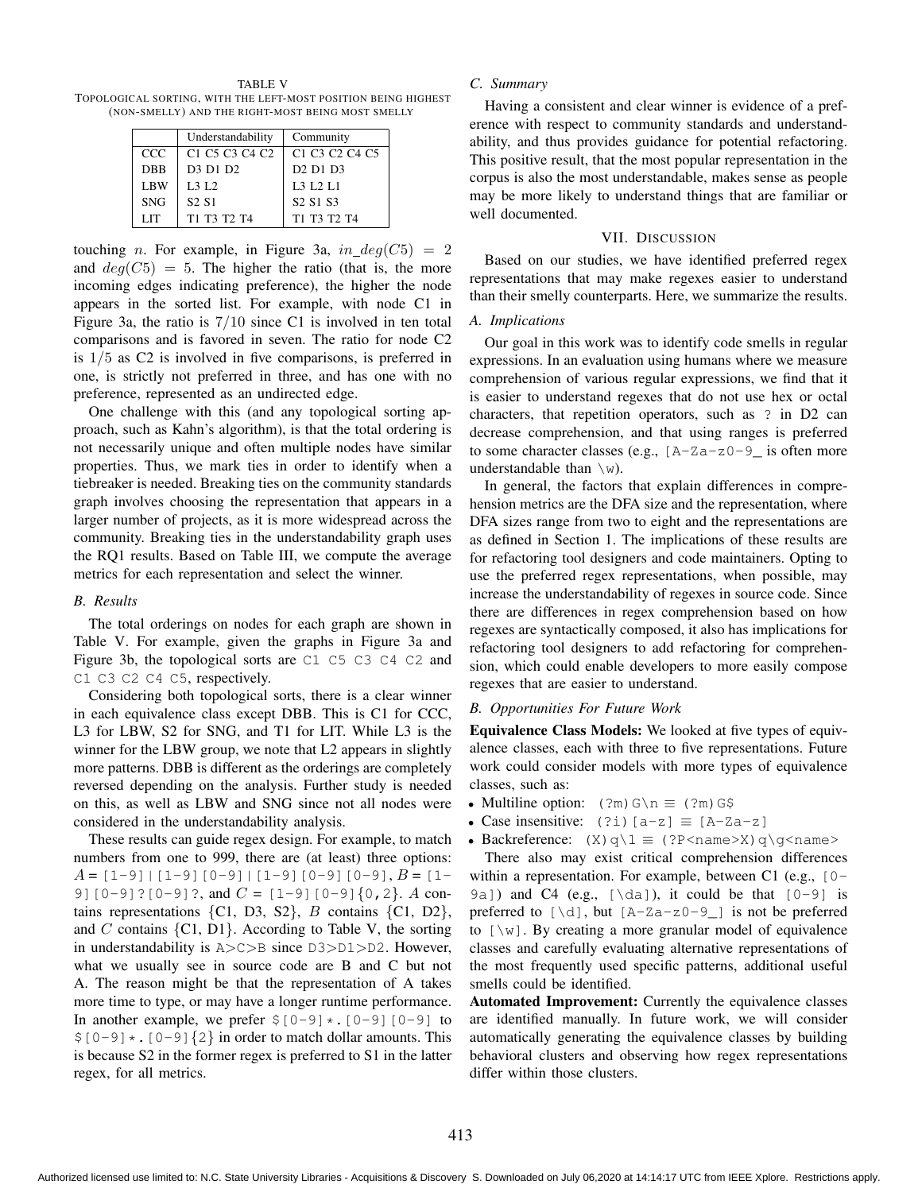TABLE V
TOPOLOGICAL SORTING, WITH THE LEFT-MOST POSITION BEING HIGHEST (NON-SMELLY) AND THE RIGHT-MOST BEING MOST SMELLY

| | Understandability | Community |
|---|---|---|
| CCC | C1 C5 C3 C4 C2 | C1 C3 C2 C4 C5 |
| DBB | D3 D1 D2 | D2 D1 D3 |
| LBW | L3 L2 | L3 L2 L1 |
| SNG | S2 S1 | S2 S1 S3 |
| LIT | T1 T3 T2 T4 | T1 T3 T2 T4 |

touching $n$. For example, in Figure 3a, $in\_deg(C5) = 2$ and $deg(C5) = 5$. The higher the ratio (that is, the more incoming edges indicating preference), the higher the node appears in the sorted list. For example, with node C1 in Figure 3a, the ratio is $7/10$ since C1 is involved in ten total comparisons and is favored in seven. The ratio for node C2 is $1/5$ as C2 is involved in five comparisons, is preferred in one, is strictly not preferred in three, and has one with no preference, represented as an undirected edge.

One challenge with this (and any topological sorting approach, such as Kahn's algorithm), is that the total ordering is not necessarily unique and often multiple nodes have similar properties. Thus, we mark ties in order to identify when a tiebreaker is needed. Breaking ties on the community standards graph involves choosing the representation that appears in a larger number of projects, as it is more widespread across the community. Breaking ties in the understandability graph uses the RQ1 results. Based on Table III, we compute the average metrics for each representation and select the winner.

### *B. Results*

The total orderings on nodes for each graph are shown in Table V. For example, given the graphs in Figure 3a and Figure 3b, the topological sorts are `C1 C5 C3 C4 C2` and `C1 C3 C2 C4 C5`, respectively.

Considering both topological sorts, there is a clear winner in each equivalence class except DBB. This is C1 for CCC, L3 for LBW, S2 for SNG, and T1 for LIT. While L3 is the winner for the LBW group, we note that L2 appears in slightly more patterns. DBB is different as the orderings are completely reversed depending on the analysis. Further study is needed on this, as well as LBW and SNG since not all nodes were considered in the understandability analysis.

These results can guide regex design. For example, to match numbers from one to 999, there are (at least) three options: $A$ = `[1-9]|[1-9][0-9]|[1-9][0-9][0-9]`, $B$ = `[1-9][0-9]?[0-9]?`, and $C$ = `[1-9][0-9]{0,2}`. $A$ contains representations {C1, D3, S2}, $B$ contains {C1, D2}, and $C$ contains {C1, D1}. According to Table V, the sorting in understandability is `A>C>B` since `D3>D1>D2`. However, what we usually see in source code are B and C but not A. The reason might be that the representation of A takes more time to type, or may have a longer runtime performance. In another example, we prefer `$[0-9]*.[0-9][0-9]` to `$[0-9]*.[0-9]{2}` in order to match dollar amounts. This is because S2 in the former regex is preferred to S1 in the latter regex, for all metrics.

### *C. Summary*

Having a consistent and clear winner is evidence of a preference with respect to community standards and understandability, and thus provides guidance for potential refactoring. This positive result, that the most popular representation in the corpus is also the most understandable, makes sense as people may be more likely to understand things that are familiar or well documented.

## VII. DISCUSSION

Based on our studies, we have identified preferred regex representations that may make regexes easier to understand than their smelly counterparts. Here, we summarize the results.

### *A. Implications*

Our goal in this work was to identify code smells in regular expressions. In an evaluation using humans where we measure comprehension of various regular expressions, we find that it is easier to understand regexes that do not use hex or octal characters, that repetition operators, such as `?` in D2 can decrease comprehension, and that using ranges is preferred to some character classes (e.g., `[A-Za-z0-9_` is often more understandable than `\w`).

In general, the factors that explain differences in comprehension metrics are the DFA size and the representation, where DFA sizes range from two to eight and the representations are as defined in Section 1. The implications of these results are for refactoring tool designers and code maintainers. Opting to use the preferred regex representations, when possible, may increase the understandability of regexes in source code. Since there are differences in regex comprehension based on how regexes are syntactically composed, it also has implications for refactoring tool designers to add refactoring for comprehension, which could enable developers to more easily compose regexes that are easier to understand.

### *B. Opportunities For Future Work*

**Equivalence Class Models:** We looked at five types of equivalence classes, each with three to five representations. Future work could consider models with more types of equivalence classes, such as:

- Multiline option: `(?m)G\n` ≡ `(?m)G$`
- Case insensitive: `(?i)[a-z]` ≡ `[A-Za-z]`
- Backreference: `(X)q\1` ≡ `(?P<name>X)q\g<name>`

There also may exist critical comprehension differences within a representation. For example, between C1 (e.g., `[0-9a]`) and C4 (e.g., `[\da]`), it could be that `[0-9]` is preferred to `[\d]`, but `[A-Za-z0-9_]` is not be preferred to `[\w]`. By creating a more granular model of equivalence classes and carefully evaluating alternative representations of the most frequently used specific patterns, additional useful smells could be identified.

**Automated Improvement:** Currently the equivalence classes are identified manually. In future work, we will consider automatically generating the equivalence classes by building behavioral clusters and observing how regex representations differ within those clusters.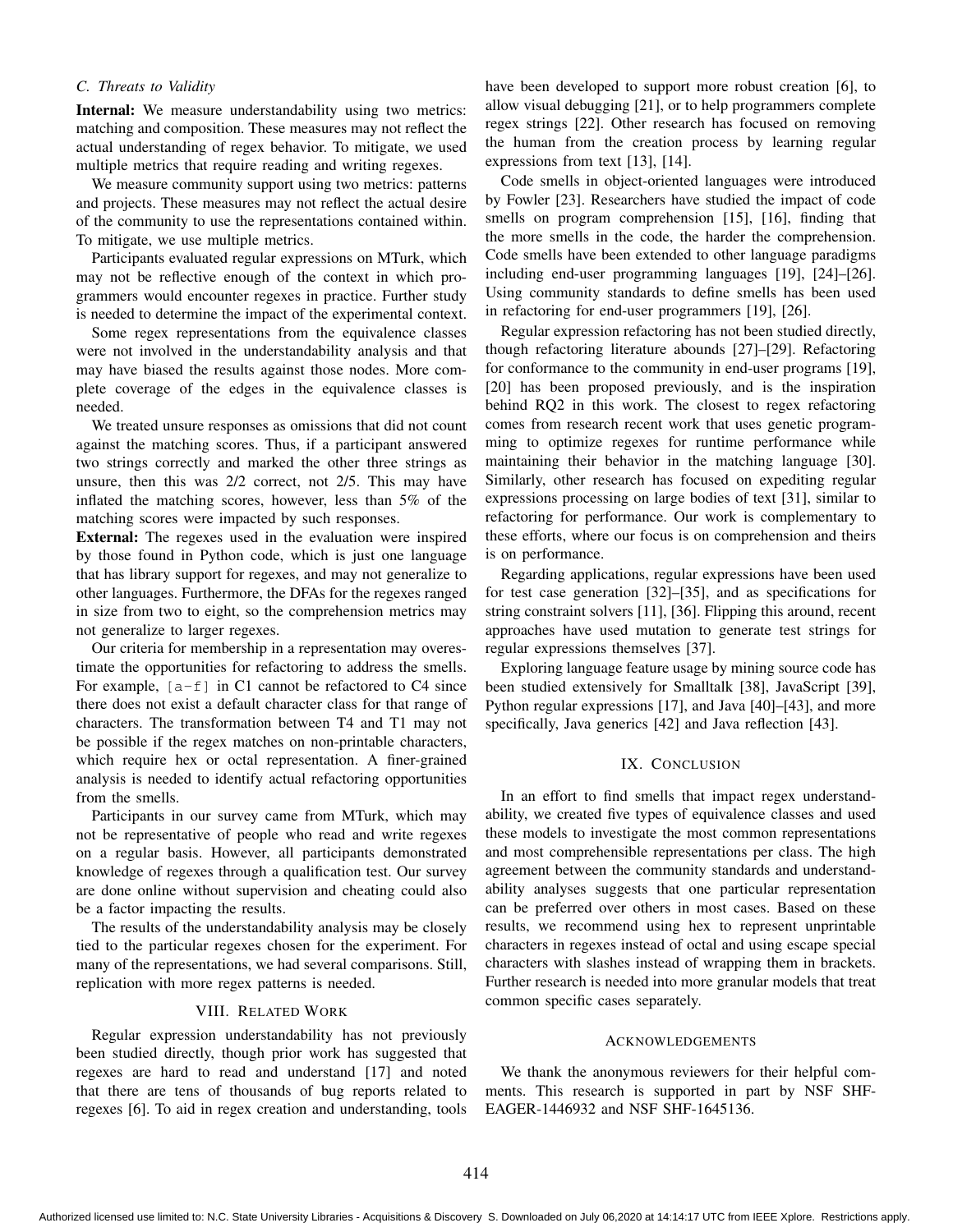### C. Threats to Validity

**Internal:** We measure understandability using two metrics: matching and composition. These measures may not reflect the actual understanding of regex behavior. To mitigate, we used multiple metrics that require reading and writing regexes.

We measure community support using two metrics: patterns and projects. These measures may not reflect the actual desire of the community to use the representations contained within. To mitigate, we use multiple metrics.

Participants evaluated regular expressions on MTurk, which may not be reflective enough of the context in which programmers would encounter regexes in practice. Further study is needed to determine the impact of the experimental context.

Some regex representations from the equivalence classes were not involved in the understandability analysis and that may have biased the results against those nodes. More complete coverage of the edges in the equivalence classes is needed.

We treated unsure responses as omissions that did not count against the matching scores. Thus, if a participant answered two strings correctly and marked the other three strings as unsure, then this was 2/2 correct, not 2/5. This may have inflated the matching scores, however, less than 5% of the matching scores were impacted by such responses.

**External:** The regexes used in the evaluation were inspired by those found in Python code, which is just one language that has library support for regexes, and may not generalize to other languages. Furthermore, the DFAs for the regexes ranged in size from two to eight, so the comprehension metrics may not generalize to larger regexes.

Our criteria for membership in a representation may overestimate the opportunities for refactoring to address the smells. For example, `[a-f]` in C1 cannot be refactored to C4 since there does not exist a default character class for that range of characters. The transformation between T4 and T1 may not be possible if the regex matches on non-printable characters, which require hex or octal representation. A finer-grained analysis is needed to identify actual refactoring opportunities from the smells.

Participants in our survey came from MTurk, which may not be representative of people who read and write regexes on a regular basis. However, all participants demonstrated knowledge of regexes through a qualification test. Our survey are done online without supervision and cheating could also be a factor impacting the results.

The results of the understandability analysis may be closely tied to the particular regexes chosen for the experiment. For many of the representations, we had several comparisons. Still, replication with more regex patterns is needed.

## VIII. Related Work

Regular expression understandability has not previously been studied directly, though prior work has suggested that regexes are hard to read and understand [17] and noted that there are tens of thousands of bug reports related to regexes [6]. To aid in regex creation and understanding, tools have been developed to support more robust creation [6], to allow visual debugging [21], or to help programmers complete regex strings [22]. Other research has focused on removing the human from the creation process by learning regular expressions from text [13], [14].

Code smells in object-oriented languages were introduced by Fowler [23]. Researchers have studied the impact of code smells on program comprehension [15], [16], finding that the more smells in the code, the harder the comprehension. Code smells have been extended to other language paradigms including end-user programming languages [19], [24]–[26]. Using community standards to define smells has been used in refactoring for end-user programmers [19], [26].

Regular expression refactoring has not been studied directly, though refactoring literature abounds [27]–[29]. Refactoring for conformance to the community in end-user programs [19], [20] has been proposed previously, and is the inspiration behind RQ2 in this work. The closest to regex refactoring comes from research recent work that uses genetic programming to optimize regexes for runtime performance while maintaining their behavior in the matching language [30]. Similarly, other research has focused on expediting regular expressions processing on large bodies of text [31], similar to refactoring for performance. Our work is complementary to these efforts, where our focus is on comprehension and theirs is on performance.

Regarding applications, regular expressions have been used for test case generation [32]–[35], and as specifications for string constraint solvers [11], [36]. Flipping this around, recent approaches have used mutation to generate test strings for regular expressions themselves [37].

Exploring language feature usage by mining source code has been studied extensively for Smalltalk [38], JavaScript [39], Python regular expressions [17], and Java [40]–[43], and more specifically, Java generics [42] and Java reflection [43].

## IX. Conclusion

In an effort to find smells that impact regex understandability, we created five types of equivalence classes and used these models to investigate the most common representations and most comprehensible representations per class. The high agreement between the community standards and understandability analyses suggests that one particular representation can be preferred over others in most cases. Based on these results, we recommend using hex to represent unprintable characters in regexes instead of octal and using escape special characters with slashes instead of wrapping them in brackets. Further research is needed into more granular models that treat common specific cases separately.

## Acknowledgements

We thank the anonymous reviewers for their helpful comments. This research is supported in part by NSF SHF-EAGER-1446932 and NSF SHF-1645136.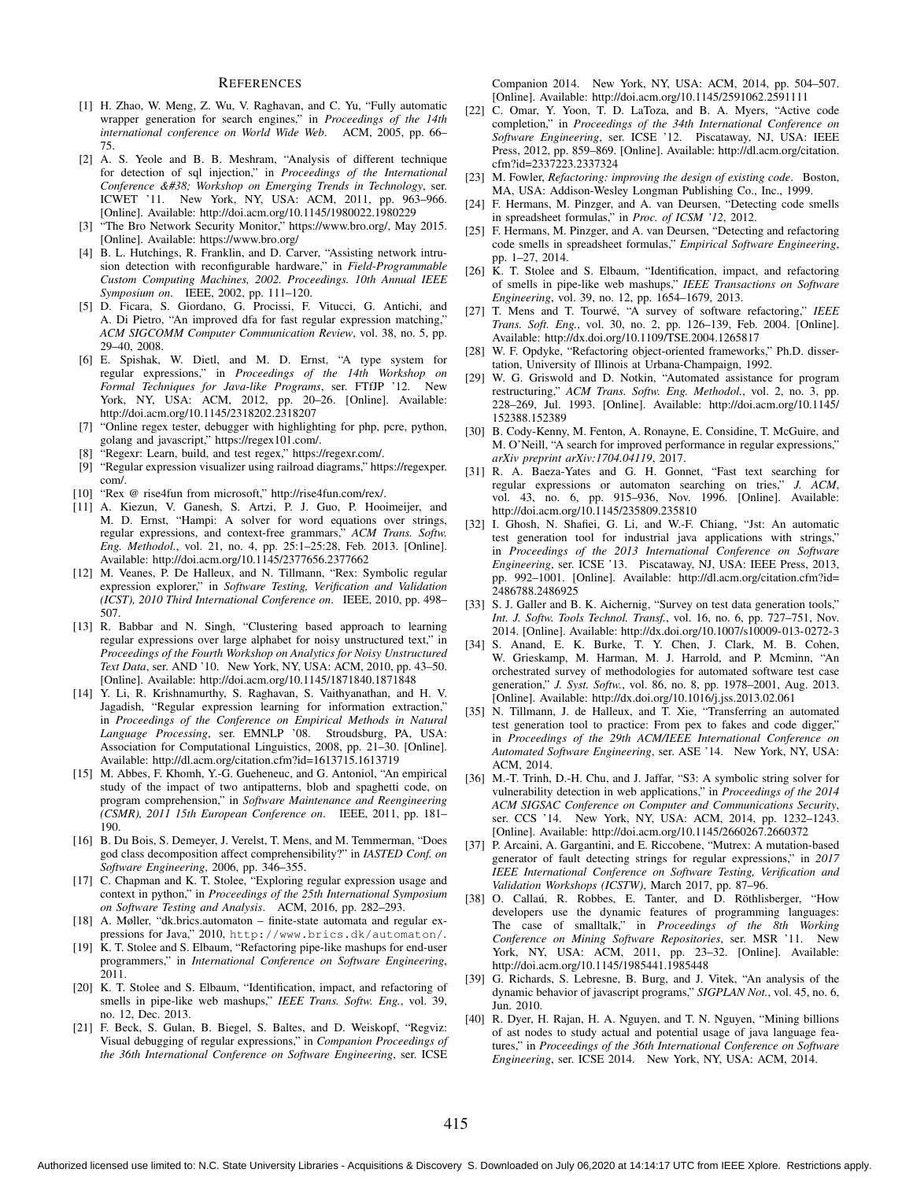## REFERENCES

[1] H. Zhao, W. Meng, Z. Wu, V. Raghavan, and C. Yu, "Fully automatic wrapper generation for search engines," in *Proceedings of the 14th international conference on World Wide Web*. ACM, 2005, pp. 66–75.

[2] A. S. Yeole and B. B. Meshram, "Analysis of different technique for detection of sql injection," in *Proceedings of the International Conference &#38; Workshop on Emerging Trends in Technology*, ser. ICWET '11. New York, NY, USA: ACM, 2011, pp. 963–966. [Online]. Available: http://doi.acm.org/10.1145/1980022.1980229

[3] "The Bro Network Security Monitor," https://www.bro.org/, May 2015. [Online]. Available: https://www.bro.org/

[4] B. L. Hutchings, R. Franklin, and D. Carver, "Assisting network intrusion detection with reconfigurable hardware," in *Field-Programmable Custom Computing Machines, 2002. Proceedings. 10th Annual IEEE Symposium on*. IEEE, 2002, pp. 111–120.

[5] D. Ficara, S. Giordano, G. Procissi, F. Vitucci, G. Antichi, and A. Di Pietro, "An improved dfa for fast regular expression matching," *ACM SIGCOMM Computer Communication Review*, vol. 38, no. 5, pp. 29–40, 2008.

[6] E. Spishak, W. Dietl, and M. D. Ernst, "A type system for regular expressions," in *Proceedings of the 14th Workshop on Formal Techniques for Java-like Programs*, ser. FTfJP '12. New York, NY, USA: ACM, 2012, pp. 20–26. [Online]. Available: http://doi.acm.org/10.1145/2318202.2318207

[7] "Online regex tester, debugger with highlighting for php, pcre, python, golang and javascript," https://regex101.com/.

[8] "Regexr: Learn, build, and test regex," https://regexr.com/.

[9] "Regular expression visualizer using railroad diagrams," https://regexper.com/.

[10] "Rex @ rise4fun from microsoft," http://rise4fun.com/rex/.

[11] A. Kiezun, V. Ganesh, S. Artzi, P. J. Guo, P. Hooimeijer, and M. D. Ernst, "Hampi: A solver for word equations over strings, regular expressions, and context-free grammars," *ACM Trans. Softw. Eng. Methodol.*, vol. 21, no. 4, pp. 25:1–25:28, Feb. 2013. [Online]. Available: http://doi.acm.org/10.1145/2377656.2377662

[12] M. Veanes, P. De Halleux, and N. Tillmann, "Rex: Symbolic regular expression explorer," in *Software Testing, Verification and Validation (ICST), 2010 Third International Conference on*. IEEE, 2010, pp. 498–507.

[13] R. Babbar and N. Singh, "Clustering based approach to learning regular expressions over large alphabet for noisy unstructured text," in *Proceedings of the Fourth Workshop on Analytics for Noisy Unstructured Text Data*, ser. AND '10. New York, NY, USA: ACM, 2010, pp. 43–50. [Online]. Available: http://doi.acm.org/10.1145/1871840.1871848

[14] Y. Li, R. Krishnamurthy, S. Raghavan, S. Vaithyanathan, and H. V. Jagadish, "Regular expression learning for information extraction," in *Proceedings of the Conference on Empirical Methods in Natural Language Processing*, ser. EMNLP '08. Stroudsburg, PA, USA: Association for Computational Linguistics, 2008, pp. 21–30. [Online]. Available: http://dl.acm.org/citation.cfm?id=1613715.1613719

[15] M. Abbes, F. Khomh, Y.-G. Gueheneuc, and G. Antoniol, "An empirical study of the impact of two antipatterns, blob and spaghetti code, on program comprehension," in *Software Maintenance and Reengineering (CSMR), 2011 15th European Conference on*. IEEE, 2011, pp. 181–190.

[16] B. Du Bois, S. Demeyer, J. Verelst, T. Mens, and M. Temmerman, "Does god class decomposition affect comprehensibility?" in *IASTED Conf. on Software Engineering*, 2006, pp. 346–355.

[17] C. Chapman and K. T. Stolee, "Exploring regular expression usage and context in python," in *Proceedings of the 25th International Symposium on Software Testing and Analysis*. ACM, 2016, pp. 282–293.

[18] A. Møller, "dk.brics.automaton – finite-state automata and regular expressions for Java," 2010, http://www.brics.dk/automaton/.

[19] K. T. Stolee and S. Elbaum, "Refactoring pipe-like mashups for end-user programmers," in *International Conference on Software Engineering*, 2011.

[20] K. T. Stolee and S. Elbaum, "Identification, impact, and refactoring of smells in pipe-like web mashups," *IEEE Trans. Softw. Eng.*, vol. 39, no. 12, Dec. 2013.

[21] F. Beck, S. Gulan, B. Biegel, S. Baltes, and D. Weiskopf, "Regviz: Visual debugging of regular expressions," in *Companion Proceedings of the 36th International Conference on Software Engineering*, ser. ICSE Companion 2014. New York, NY, USA: ACM, 2014, pp. 504–507. [Online]. Available: http://doi.acm.org/10.1145/2591062.2591111

[22] C. Omar, Y. Yoon, T. D. LaToza, and B. A. Myers, "Active code completion," in *Proceedings of the 34th International Conference on Software Engineering*, ser. ICSE '12. Piscataway, NJ, USA: IEEE Press, 2012, pp. 859–869. [Online]. Available: http://dl.acm.org/citation.cfm?id=2337223.2337324

[23] M. Fowler, *Refactoring: improving the design of existing code*. Boston, MA, USA: Addison-Wesley Longman Publishing Co., Inc., 1999.

[24] F. Hermans, M. Pinzger, and A. van Deursen, "Detecting code smells in spreadsheet formulas," in *Proc. of ICSM '12*, 2012.

[25] F. Hermans, M. Pinzger, and A. van Deursen, "Detecting and refactoring code smells in spreadsheet formulas," *Empirical Software Engineering*, pp. 1–27, 2014.

[26] K. T. Stolee and S. Elbaum, "Identification, impact, and refactoring of smells in pipe-like web mashups," *IEEE Transactions on Software Engineering*, vol. 39, no. 12, pp. 1654–1679, 2013.

[27] T. Mens and T. Tourwé, "A survey of software refactoring," *IEEE Trans. Soft. Eng.*, vol. 30, no. 2, pp. 126–139, Feb. 2004. [Online]. Available: http://dx.doi.org/10.1109/TSE.2004.1265817

[28] W. F. Opdyke, "Refactoring object-oriented frameworks," Ph.D. dissertation, University of Illinois at Urbana-Champaign, 1992.

[29] W. G. Griswold and D. Notkin, "Automated assistance for program restructuring," *ACM Trans. Softw. Eng. Methodol.*, vol. 2, no. 3, pp. 228–269, Jul. 1993. [Online]. Available: http://doi.acm.org/10.1145/152388.152389

[30] B. Cody-Kenny, M. Fenton, A. Ronayne, E. Considine, T. McGuire, and M. O'Neill, "A search for improved performance in regular expressions," *arXiv preprint arXiv:1704.04119*, 2017.

[31] R. A. Baeza-Yates and G. H. Gonnet, "Fast text searching for regular expressions or automaton searching on tries," *J. ACM*, vol. 43, no. 6, pp. 915–936, Nov. 1996. [Online]. Available: http://doi.acm.org/10.1145/235809.235810

[32] I. Ghosh, N. Shafiei, G. Li, and W.-F. Chiang, "Jst: An automatic test generation tool for industrial java applications with strings," in *Proceedings of the 2013 International Conference on Software Engineering*, ser. ICSE '13. Piscataway, NJ, USA: IEEE Press, 2013, pp. 992–1001. [Online]. Available: http://dl.acm.org/citation.cfm?id=2486788.2486925

[33] S. J. Galler and B. K. Aichernig, "Survey on test data generation tools," *Int. J. Softw. Tools Technol. Transf.*, vol. 16, no. 6, pp. 727–751, Nov. 2014. [Online]. Available: http://dx.doi.org/10.1007/s10009-013-0272-3

[34] S. Anand, E. K. Burke, T. Y. Chen, J. Clark, M. B. Cohen, W. Grieskamp, M. Harman, M. J. Harrold, and P. Mcminn, "An orchestrated survey of methodologies for automated software test case generation," *J. Syst. Softw.*, vol. 86, no. 8, pp. 1978–2001, Aug. 2013. [Online]. Available: http://dx.doi.org/10.1016/j.jss.2013.02.061

[35] N. Tillmann, J. de Halleux, and T. Xie, "Transferring an automated test generation tool to practice: From pex to fakes and code digger," in *Proceedings of the 29th ACM/IEEE International Conference on Automated Software Engineering*, ser. ASE '14. New York, NY, USA: ACM, 2014.

[36] M.-T. Trinh, D.-H. Chu, and J. Jaffar, "S3: A symbolic string solver for vulnerability detection in web applications," in *Proceedings of the 2014 ACM SIGSAC Conference on Computer and Communications Security*, ser. CCS '14. New York, NY, USA: ACM, 2014, pp. 1232–1243. [Online]. Available: http://doi.acm.org/10.1145/2660267.2660372

[37] P. Arcaini, A. Gargantini, and E. Riccobene, "Mutrex: A mutation-based generator of fault detecting strings for regular expressions," in *2017 IEEE International Conference on Software Testing, Verification and Validation Workshops (ICSTW)*, March 2017, pp. 87–96.

[38] O. Callaú, R. Robbes, E. Tanter, and D. Röthlisberger, "How developers use the dynamic features of programming languages: The case of smalltalk," in *Proceedings of the 8th Working Conference on Mining Software Repositories*, ser. MSR '11. New York, NY, USA: ACM, 2011, pp. 23–32. [Online]. Available: http://doi.acm.org/10.1145/1985441.1985448

[39] G. Richards, S. Lebresne, B. Burg, and J. Vitek, "An analysis of the dynamic behavior of javascript programs," *SIGPLAN Not.*, vol. 45, no. 6, Jun. 2010.

[40] R. Dyer, H. Rajan, H. A. Nguyen, and T. N. Nguyen, "Mining billions of ast nodes to study actual and potential usage of java language features," in *Proceedings of the 36th International Conference on Software Engineering*, ser. ICSE 2014. New York, NY, USA: ACM, 2014.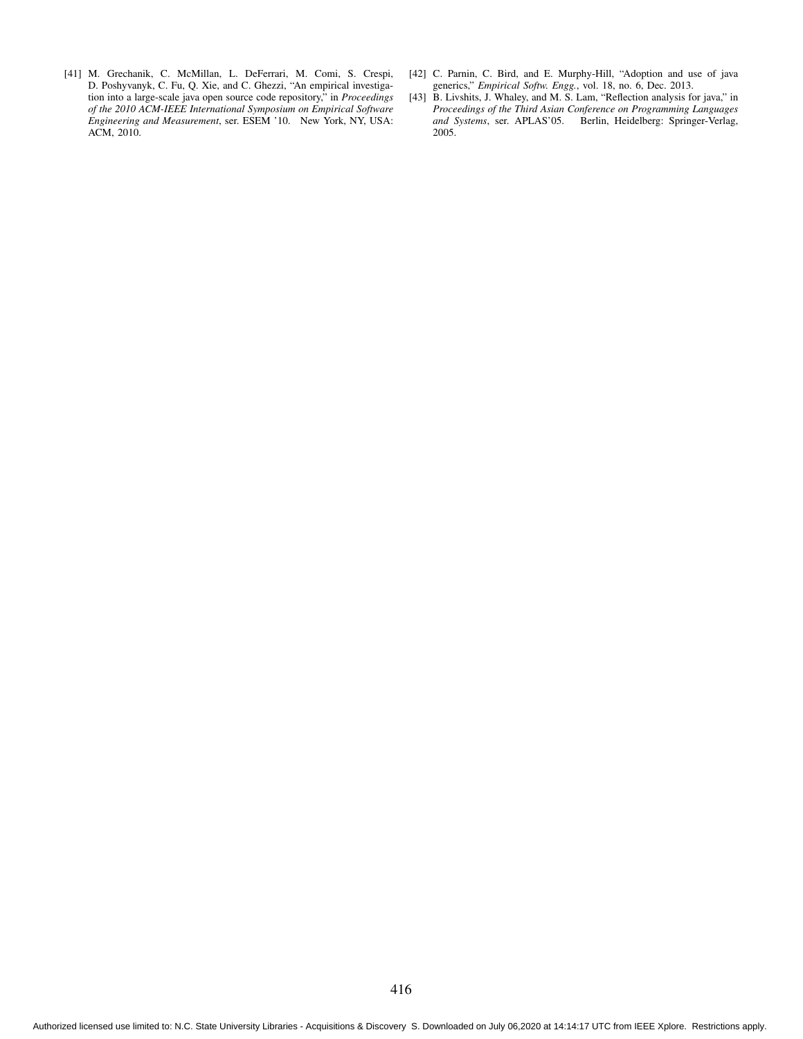[41] M. Grechanik, C. McMillan, L. DeFerrari, M. Comi, S. Crespi, D. Poshyvanyk, C. Fu, Q. Xie, and C. Ghezzi, "An empirical investigation into a large-scale java open source code repository," in *Proceedings of the 2010 ACM-IEEE International Symposium on Empirical Software Engineering and Measurement*, ser. ESEM '10. New York, NY, USA: ACM, 2010.

[42] C. Parnin, C. Bird, and E. Murphy-Hill, "Adoption and use of java generics," *Empirical Softw. Engg.*, vol. 18, no. 6, Dec. 2013.

[43] B. Livshits, J. Whaley, and M. S. Lam, "Reflection analysis for java," in *Proceedings of the Third Asian Conference on Programming Languages and Systems*, ser. APLAS'05. Berlin, Heidelberg: Springer-Verlag, 2005.